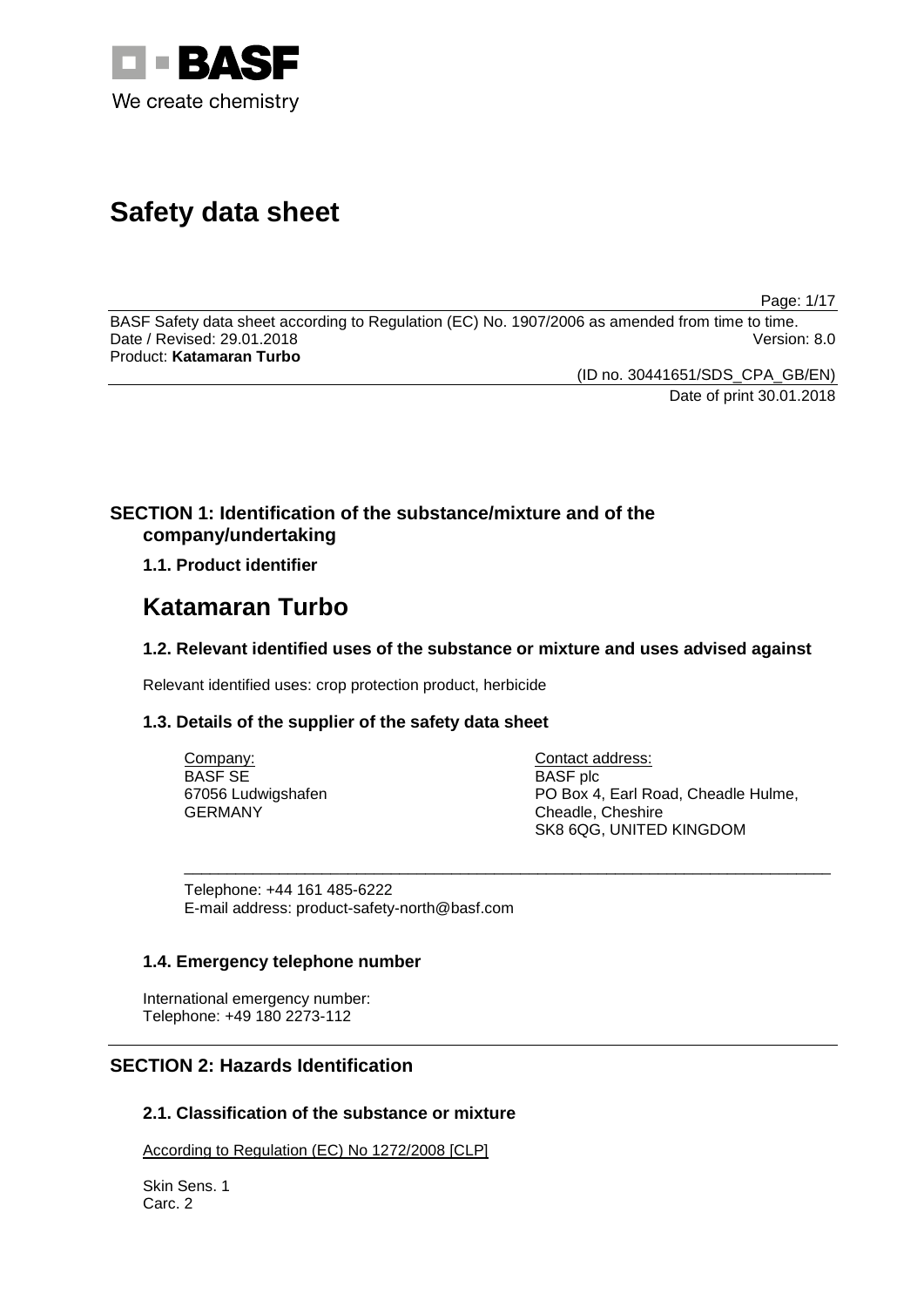BASF
We create chemistry

# Safety data sheet

BASF Safety data sheet according to Regulation (EC) No. 1907/2006 as amended from time to time.
Date / Revised: 29.01.2018 Version: 8.0
Product: **Katamaran Turbo**

(ID no. 30441651/SDS_CPA_GB/EN)
Date of print 30.01.2018

## SECTION 1: Identification of the substance/mixture and of the company/undertaking

### 1.1. Product identifier

# Katamaran Turbo

### 1.2. Relevant identified uses of the substance or mixture and uses advised against

Relevant identified uses: crop protection product, herbicide

### 1.3. Details of the supplier of the safety data sheet

Company:
BASF SE
67056 Ludwigshafen
GERMANY

Contact address:
BASF plc
PO Box 4, Earl Road, Cheadle Hulme,
Cheadle, Cheshire
SK8 6QG, UNITED KINGDOM

Telephone: +44 161 485-6222
E-mail address: product-safety-north@basf.com

### 1.4. Emergency telephone number

International emergency number:
Telephone: +49 180 2273-112

## SECTION 2: Hazards Identification

### 2.1. Classification of the substance or mixture

According to Regulation (EC) No 1272/2008 [CLP]

Skin Sens. 1
Carc. 2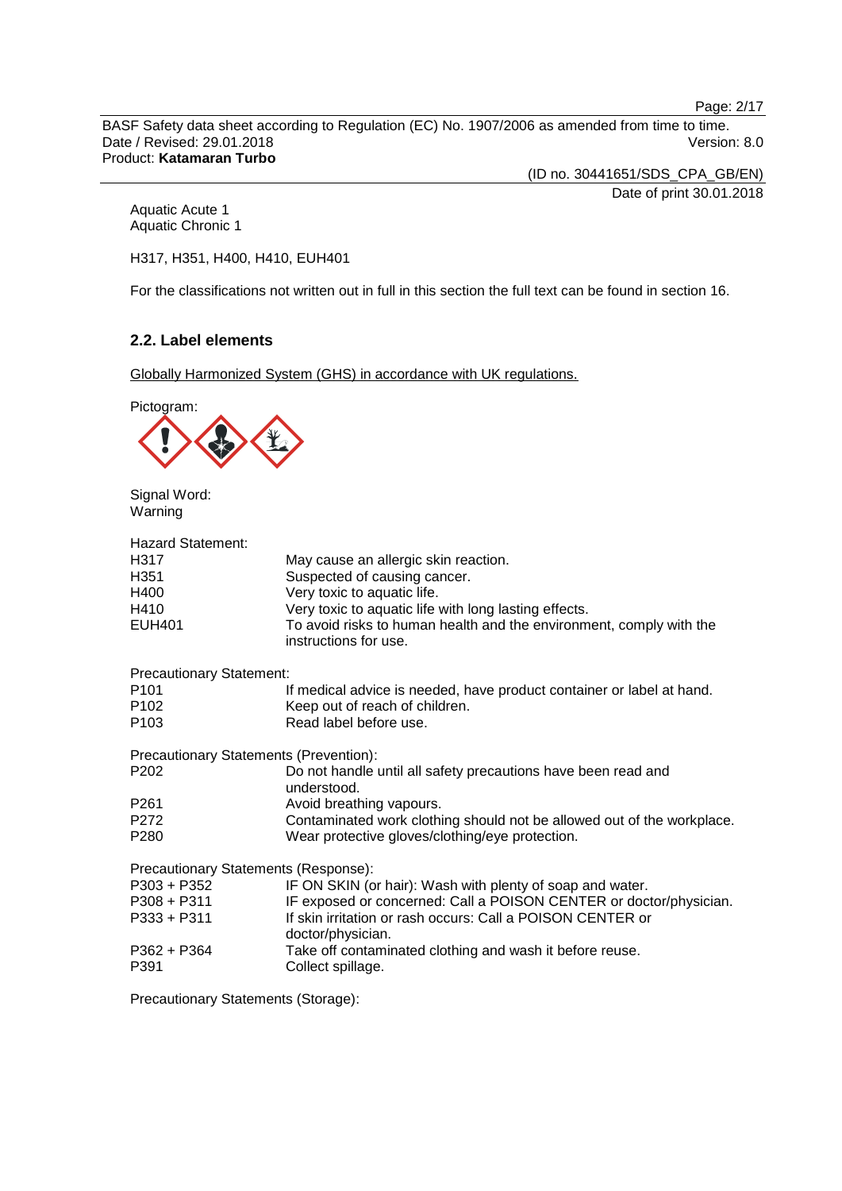Aquatic Acute 1
Aquatic Chronic 1

H317, H351, H400, H410, EUH401

For the classifications not written out in full in this section the full text can be found in section 16.

### 2.2. Label elements

Globally Harmonized System (GHS) in accordance with UK regulations.

Pictogram:

Signal Word:
Warning

Hazard Statement:

| | |
|---|---|
| H317 | May cause an allergic skin reaction. |
| H351 | Suspected of causing cancer. |
| H400 | Very toxic to aquatic life. |
| H410 | Very toxic to aquatic life with long lasting effects. |
| EUH401 | To avoid risks to human health and the environment, comply with the instructions for use. |

Precautionary Statement:

| | |
|---|---|
| P101 | If medical advice is needed, have product container or label at hand. |
| P102 | Keep out of reach of children. |
| P103 | Read label before use. |

Precautionary Statements (Prevention):

| | |
|---|---|
| P202 | Do not handle until all safety precautions have been read and understood. |
| P261 | Avoid breathing vapours. |
| P272 | Contaminated work clothing should not be allowed out of the workplace. |
| P280 | Wear protective gloves/clothing/eye protection. |

Precautionary Statements (Response):

| | |
|---|---|
| P303 + P352 | IF ON SKIN (or hair): Wash with plenty of soap and water. |
| P308 + P311 | IF exposed or concerned: Call a POISON CENTER or doctor/physician. |
| P333 + P311 | If skin irritation or rash occurs: Call a POISON CENTER or doctor/physician. |
| P362 + P364 | Take off contaminated clothing and wash it before reuse. |
| P391 | Collect spillage. |

Precautionary Statements (Storage):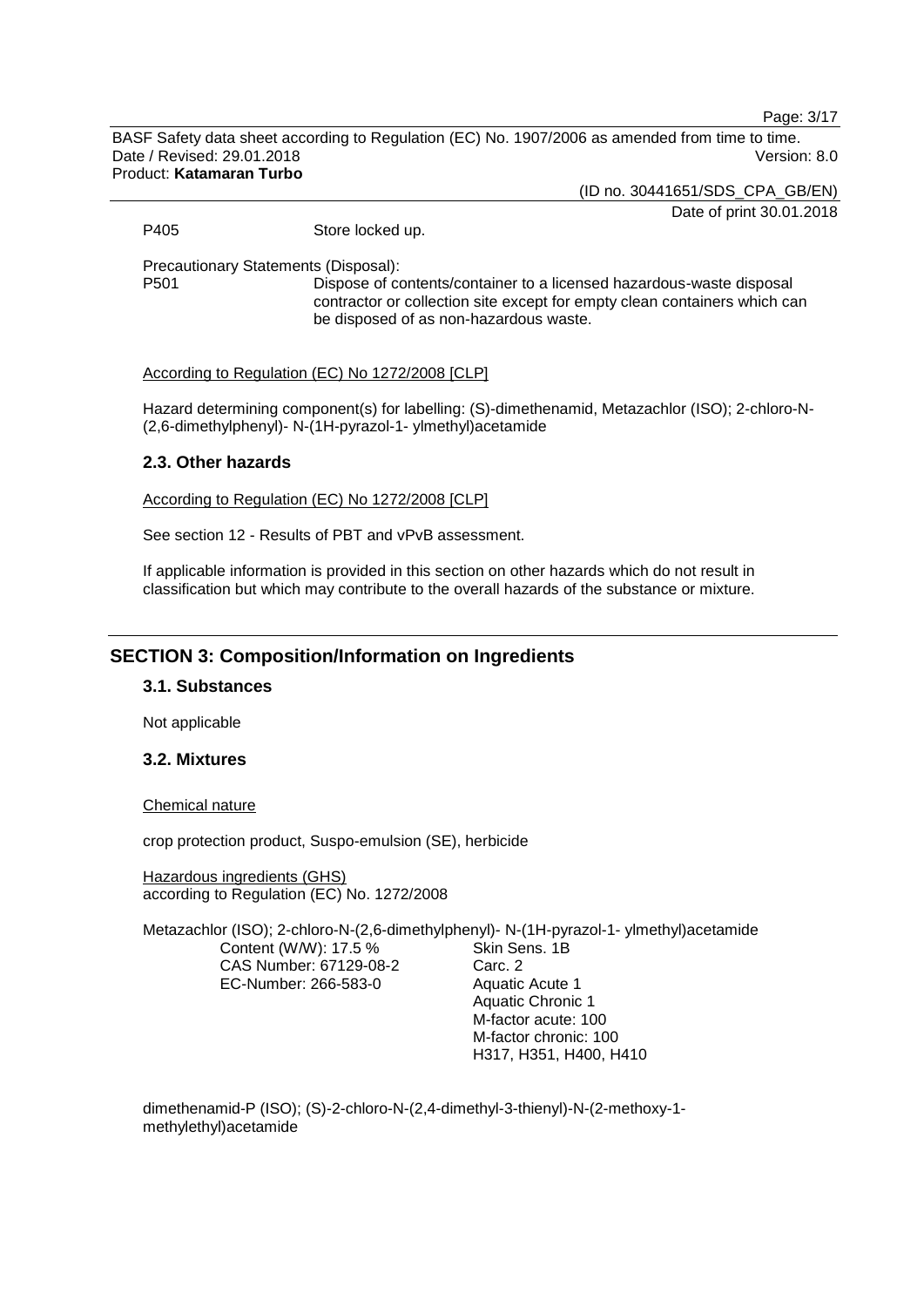P405 Store locked up.

Precautionary Statements (Disposal):

P501 Dispose of contents/container to a licensed hazardous-waste disposal contractor or collection site except for empty clean containers which can be disposed of as non-hazardous waste.

According to Regulation (EC) No 1272/2008 [CLP]

Hazard determining component(s) for labelling: (S)-dimethenamid, Metazachlor (ISO); 2-chloro-N-(2,6-dimethylphenyl)- N-(1H-pyrazol-1- ylmethyl)acetamide

### 2.3. Other hazards

According to Regulation (EC) No 1272/2008 [CLP]

See section 12 - Results of PBT and vPvB assessment.

If applicable information is provided in this section on other hazards which do not result in classification but which may contribute to the overall hazards of the substance or mixture.

## SECTION 3: Composition/Information on Ingredients

### 3.1. Substances

Not applicable

### 3.2. Mixtures

Chemical nature

crop protection product, Suspo-emulsion (SE), herbicide

Hazardous ingredients (GHS)
according to Regulation (EC) No. 1272/2008

Metazachlor (ISO); 2-chloro-N-(2,6-dimethylphenyl)- N-(1H-pyrazol-1- ylmethyl)acetamide

| | |
|---|---|
| Content (W/W): 17.5 % | Skin Sens. 1B |
| CAS Number: 67129-08-2 | Carc. 2 |
| EC-Number: 266-583-0 | Aquatic Acute 1 |
| | Aquatic Chronic 1 |
| | M-factor acute: 100 |
| | M-factor chronic: 100 |
| | H317, H351, H400, H410 |

dimethenamid-P (ISO); (S)-2-chloro-N-(2,4-dimethyl-3-thienyl)-N-(2-methoxy-1-methylethyl)acetamide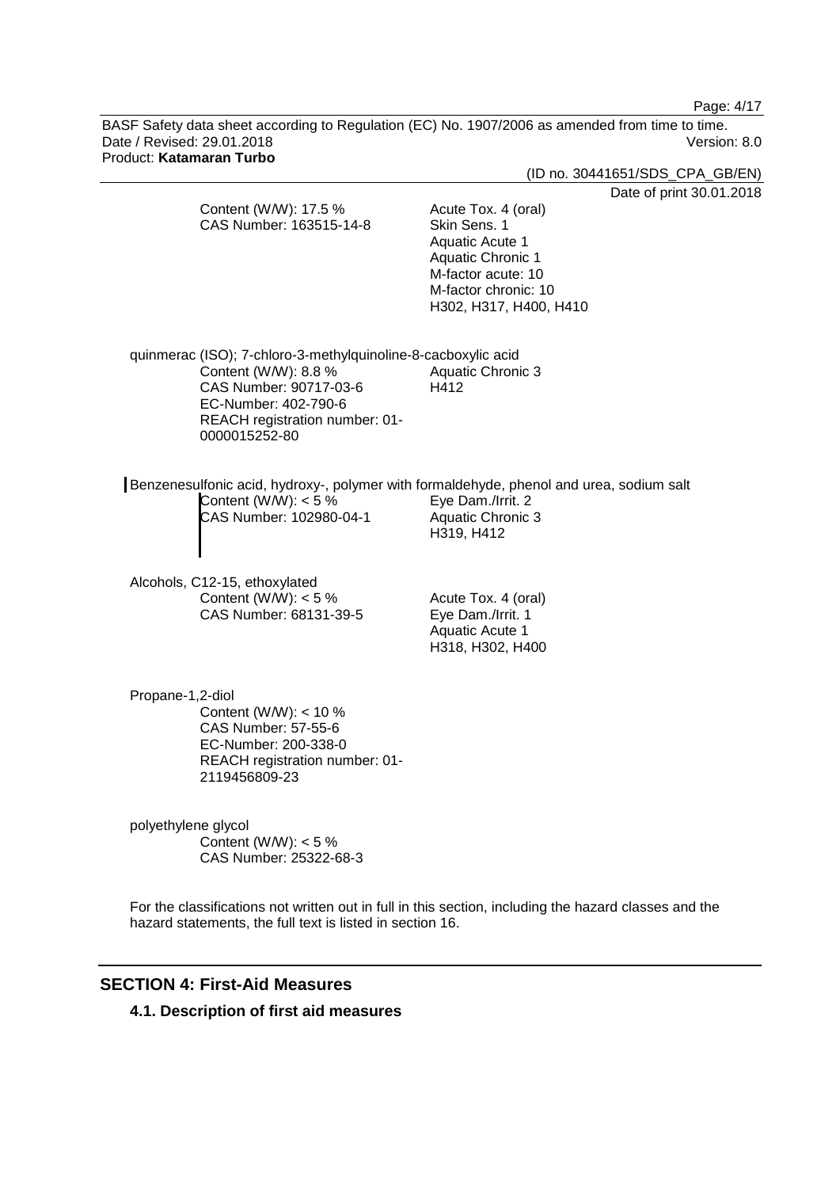Content (W/W): 17.5 %
CAS Number: 163515-14-8

Acute Tox. 4 (oral)
Skin Sens. 1
Aquatic Acute 1
Aquatic Chronic 1
M-factor acute: 10
M-factor chronic: 10
H302, H317, H400, H410

quinmerac (ISO); 7-chloro-3-methylquinoline-8-cacboxylic acid

Content (W/W): 8.8 %
CAS Number: 90717-03-6
EC-Number: 402-790-6
REACH registration number: 01-0000015252-80

Aquatic Chronic 3
H412

Benzenesulfonic acid, hydroxy-, polymer with formaldehyde, phenol and urea, sodium salt

Content (W/W): < 5 %
CAS Number: 102980-04-1

Eye Dam./Irrit. 2
Aquatic Chronic 3
H319, H412

Alcohols, C12-15, ethoxylated

Content (W/W): < 5 %
CAS Number: 68131-39-5

Acute Tox. 4 (oral)
Eye Dam./Irrit. 1
Aquatic Acute 1
H318, H302, H400

Propane-1,2-diol

Content (W/W): < 10 %
CAS Number: 57-55-6
EC-Number: 200-338-0
REACH registration number: 01-2119456809-23

polyethylene glycol

Content (W/W): < 5 %
CAS Number: 25322-68-3

For the classifications not written out in full in this section, including the hazard classes and the hazard statements, the full text is listed in section 16.

## SECTION 4: First-Aid Measures

### 4.1. Description of first aid measures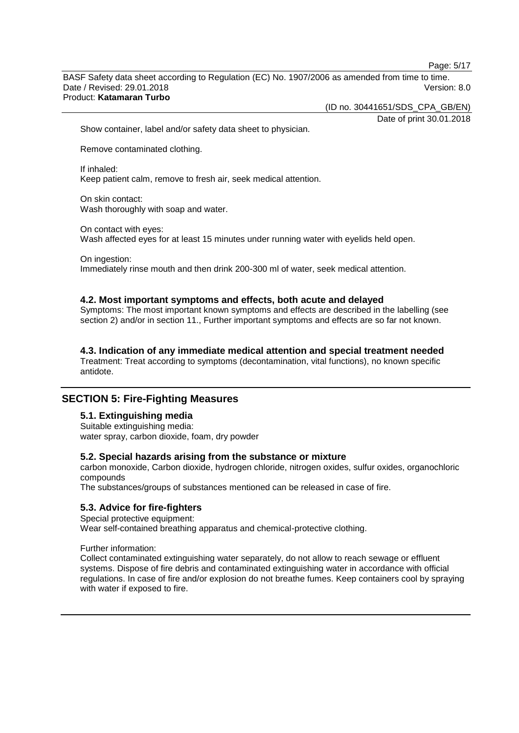Show container, label and/or safety data sheet to physician.

Remove contaminated clothing.

If inhaled:
Keep patient calm, remove to fresh air, seek medical attention.

On skin contact:
Wash thoroughly with soap and water.

On contact with eyes:
Wash affected eyes for at least 15 minutes under running water with eyelids held open.

On ingestion:
Immediately rinse mouth and then drink 200-300 ml of water, seek medical attention.

### 4.2. Most important symptoms and effects, both acute and delayed

Symptoms: The most important known symptoms and effects are described in the labelling (see section 2) and/or in section 11., Further important symptoms and effects are so far not known.

### 4.3. Indication of any immediate medical attention and special treatment needed

Treatment: Treat according to symptoms (decontamination, vital functions), no known specific antidote.

## SECTION 5: Fire-Fighting Measures

### 5.1. Extinguishing media

Suitable extinguishing media:
water spray, carbon dioxide, foam, dry powder

### 5.2. Special hazards arising from the substance or mixture

carbon monoxide, Carbon dioxide, hydrogen chloride, nitrogen oxides, sulfur oxides, organochloric compounds
The substances/groups of substances mentioned can be released in case of fire.

### 5.3. Advice for fire-fighters

Special protective equipment:
Wear self-contained breathing apparatus and chemical-protective clothing.

Further information:
Collect contaminated extinguishing water separately, do not allow to reach sewage or effluent systems. Dispose of fire debris and contaminated extinguishing water in accordance with official regulations. In case of fire and/or explosion do not breathe fumes. Keep containers cool by spraying with water if exposed to fire.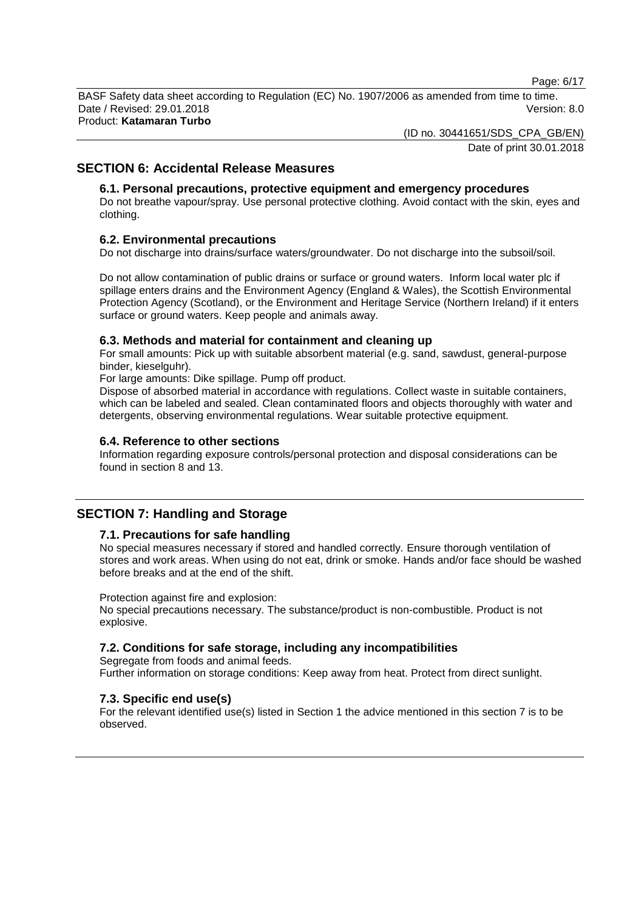## SECTION 6: Accidental Release Measures

### 6.1. Personal precautions, protective equipment and emergency procedures

Do not breathe vapour/spray. Use personal protective clothing. Avoid contact with the skin, eyes and clothing.

### 6.2. Environmental precautions

Do not discharge into drains/surface waters/groundwater. Do not discharge into the subsoil/soil.

Do not allow contamination of public drains or surface or ground waters. Inform local water plc if spillage enters drains and the Environment Agency (England & Wales), the Scottish Environmental Protection Agency (Scotland), or the Environment and Heritage Service (Northern Ireland) if it enters surface or ground waters. Keep people and animals away.

### 6.3. Methods and material for containment and cleaning up

For small amounts: Pick up with suitable absorbent material (e.g. sand, sawdust, general-purpose binder, kieselguhr).

For large amounts: Dike spillage. Pump off product.

Dispose of absorbed material in accordance with regulations. Collect waste in suitable containers, which can be labeled and sealed. Clean contaminated floors and objects thoroughly with water and detergents, observing environmental regulations. Wear suitable protective equipment.

### 6.4. Reference to other sections

Information regarding exposure controls/personal protection and disposal considerations can be found in section 8 and 13.

## SECTION 7: Handling and Storage

### 7.1. Precautions for safe handling

No special measures necessary if stored and handled correctly. Ensure thorough ventilation of stores and work areas. When using do not eat, drink or smoke. Hands and/or face should be washed before breaks and at the end of the shift.

Protection against fire and explosion:

No special precautions necessary. The substance/product is non-combustible. Product is not explosive.

### 7.2. Conditions for safe storage, including any incompatibilities

Segregate from foods and animal feeds.

Further information on storage conditions: Keep away from heat. Protect from direct sunlight.

### 7.3. Specific end use(s)

For the relevant identified use(s) listed in Section 1 the advice mentioned in this section 7 is to be observed.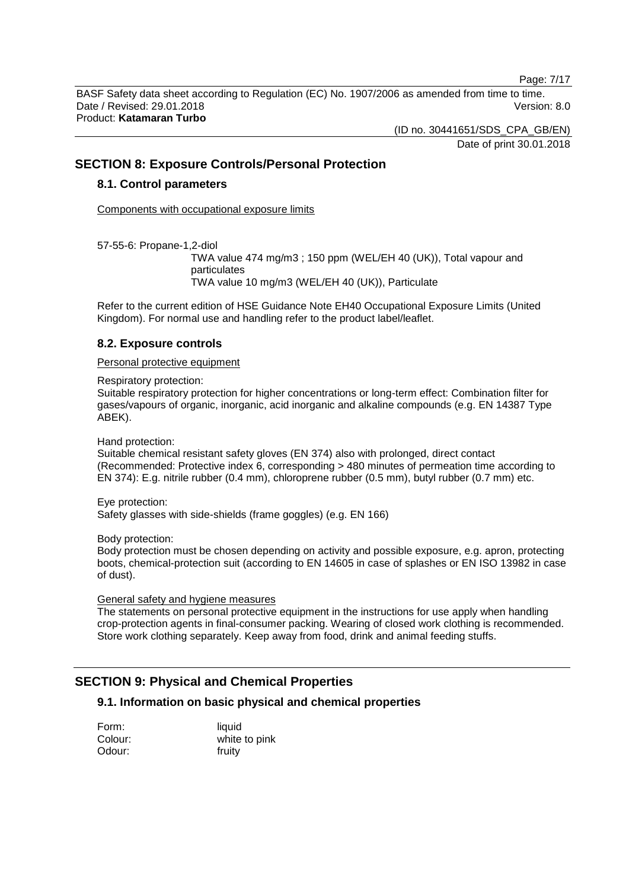## SECTION 8: Exposure Controls/Personal Protection

### 8.1. Control parameters

Components with occupational exposure limits

57-55-6: Propane-1,2-diol

TWA value 474 mg/m3 ; 150 ppm (WEL/EH 40 (UK)), Total vapour and particulates
TWA value 10 mg/m3 (WEL/EH 40 (UK)), Particulate

Refer to the current edition of HSE Guidance Note EH40 Occupational Exposure Limits (United Kingdom). For normal use and handling refer to the product label/leaflet.

### 8.2. Exposure controls

Personal protective equipment

Respiratory protection:
Suitable respiratory protection for higher concentrations or long-term effect: Combination filter for gases/vapours of organic, inorganic, acid inorganic and alkaline compounds (e.g. EN 14387 Type ABEK).

Hand protection:
Suitable chemical resistant safety gloves (EN 374) also with prolonged, direct contact (Recommended: Protective index 6, corresponding > 480 minutes of permeation time according to EN 374): E.g. nitrile rubber (0.4 mm), chloroprene rubber (0.5 mm), butyl rubber (0.7 mm) etc.

Eye protection:
Safety glasses with side-shields (frame goggles) (e.g. EN 166)

Body protection:
Body protection must be chosen depending on activity and possible exposure, e.g. apron, protecting boots, chemical-protection suit (according to EN 14605 in case of splashes or EN ISO 13982 in case of dust).

General safety and hygiene measures
The statements on personal protective equipment in the instructions for use apply when handling crop-protection agents in final-consumer packing. Wearing of closed work clothing is recommended. Store work clothing separately. Keep away from food, drink and animal feeding stuffs.

## SECTION 9: Physical and Chemical Properties

### 9.1. Information on basic physical and chemical properties

| | |
|---|---|
| Form: | liquid |
| Colour: | white to pink |
| Odour: | fruity |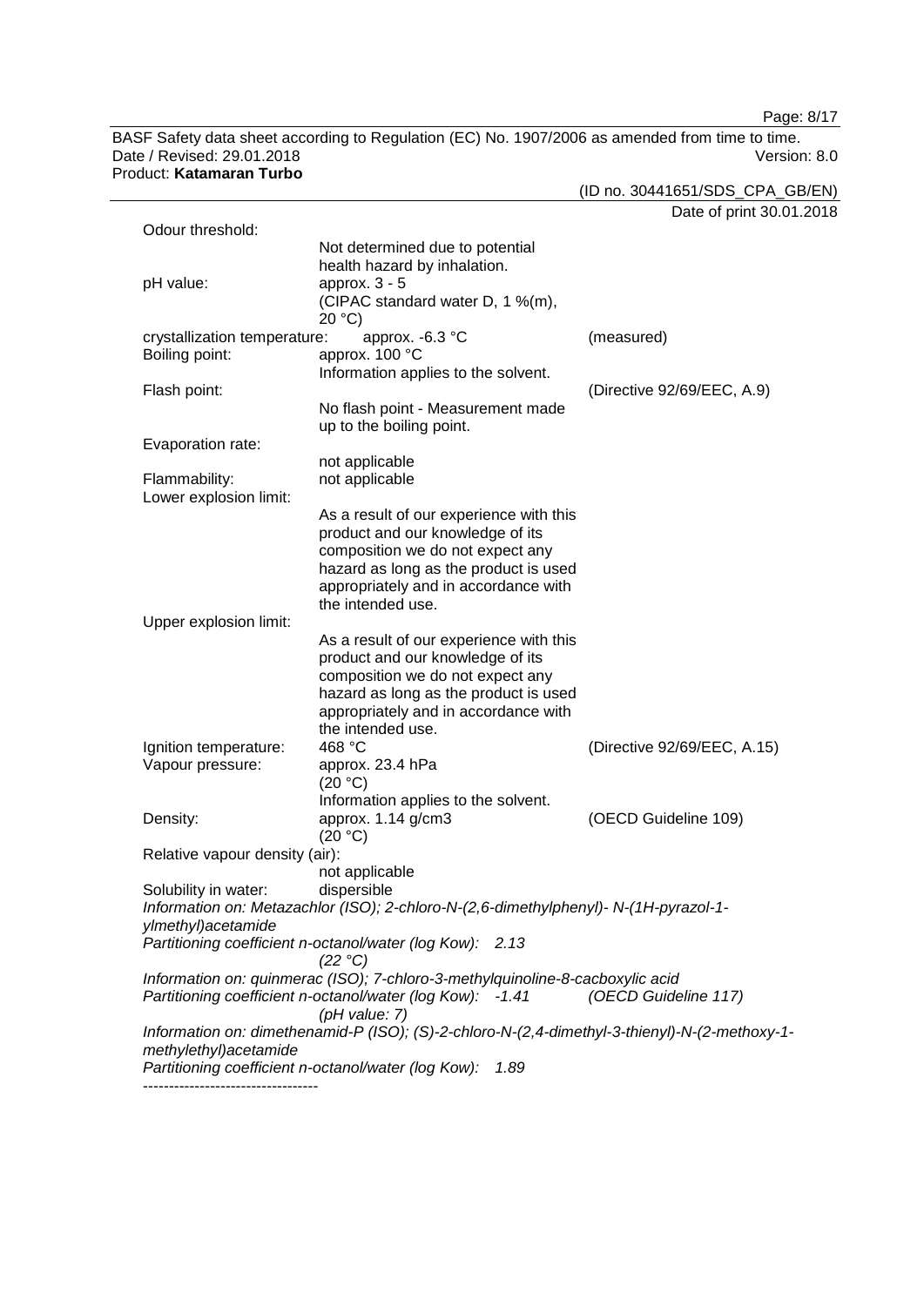| | | |
|---|---|---|
| Odour threshold: | Not determined due to potential health hazard by inhalation. | |
| pH value: | approx. 3 - 5 (CIPAC standard water D, 1 %(m), 20 °C) | |
| crystallization temperature: | approx. -6.3 °C | (measured) |
| Boiling point: | approx. 100 °C Information applies to the solvent. | |
| Flash point: | No flash point - Measurement made up to the boiling point. | (Directive 92/69/EEC, A.9) |
| Evaporation rate: | not applicable | |
| Flammability: | not applicable | |
| Lower explosion limit: | As a result of our experience with this product and our knowledge of its composition we do not expect any hazard as long as the product is used appropriately and in accordance with the intended use. | |
| Upper explosion limit: | As a result of our experience with this product and our knowledge of its composition we do not expect any hazard as long as the product is used appropriately and in accordance with the intended use. | |
| Ignition temperature: | 468 °C | (Directive 92/69/EEC, A.15) |
| Vapour pressure: | approx. 23.4 hPa (20 °C) Information applies to the solvent. | |
| Density: | approx. 1.14 g/cm3 (20 °C) | (OECD Guideline 109) |
| Relative vapour density (air): | not applicable | |
| Solubility in water: | dispersible | |

*Information on: Metazachlor (ISO); 2-chloro-N-(2,6-dimethylphenyl)- N-(1H-pyrazol-1-ylmethyl)acetamide*
*Partitioning coefficient n-octanol/water (log Kow): 2.13*
*(22 °C)*

*Information on: quinmerac (ISO); 7-chloro-3-methylquinoline-8-cacboxylic acid*
*Partitioning coefficient n-octanol/water (log Kow): -1.41* *(OECD Guideline 117)*
*(pH value: 7)*

*Information on: dimethenamid-P (ISO); (S)-2-chloro-N-(2,4-dimethyl-3-thienyl)-N-(2-methoxy-1-methylethyl)acetamide*
*Partitioning coefficient n-octanol/water (log Kow): 1.89*

----------------------------------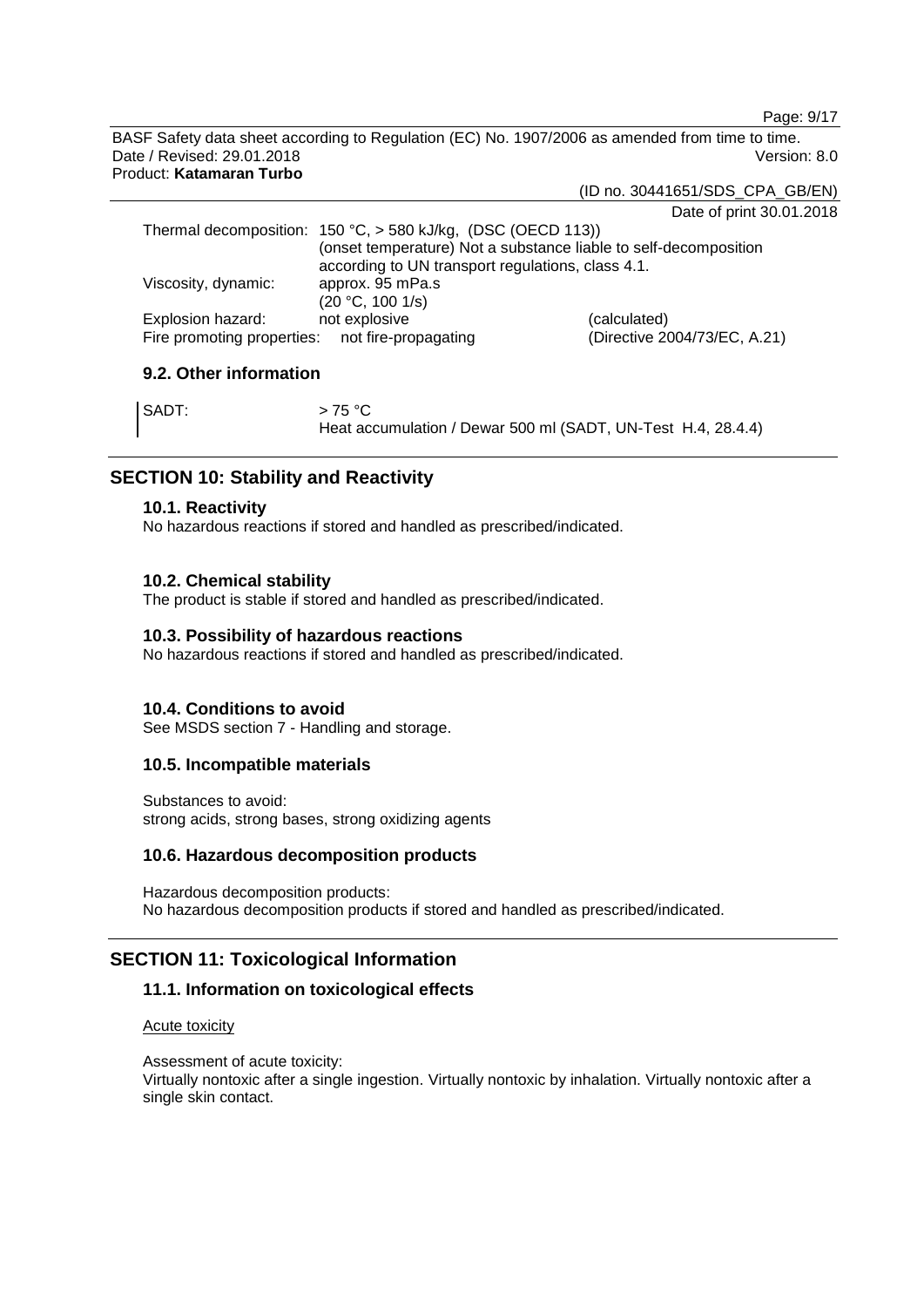| | | |
|---|---|---|
| Thermal decomposition: | 150 °C, > 580 kJ/kg, (DSC (OECD 113)) (onset temperature) Not a substance liable to self-decomposition according to UN transport regulations, class 4.1. | |
| Viscosity, dynamic: | approx. 95 mPa.s (20 °C, 100 1/s) | |
| Explosion hazard: | not explosive | (calculated) |
| Fire promoting properties: | not fire-propagating | (Directive 2004/73/EC, A.21) |

### 9.2. Other information

| | |
|---|---|
| SADT: | > 75 °C Heat accumulation / Dewar 500 ml (SADT, UN-Test H.4, 28.4.4) |

## SECTION 10: Stability and Reactivity

### 10.1. Reactivity

No hazardous reactions if stored and handled as prescribed/indicated.

### 10.2. Chemical stability

The product is stable if stored and handled as prescribed/indicated.

### 10.3. Possibility of hazardous reactions

No hazardous reactions if stored and handled as prescribed/indicated.

### 10.4. Conditions to avoid

See MSDS section 7 - Handling and storage.

### 10.5. Incompatible materials

Substances to avoid:
strong acids, strong bases, strong oxidizing agents

### 10.6. Hazardous decomposition products

Hazardous decomposition products:
No hazardous decomposition products if stored and handled as prescribed/indicated.

## SECTION 11: Toxicological Information

### 11.1. Information on toxicological effects

Acute toxicity

Assessment of acute toxicity:
Virtually nontoxic after a single ingestion. Virtually nontoxic by inhalation. Virtually nontoxic after a single skin contact.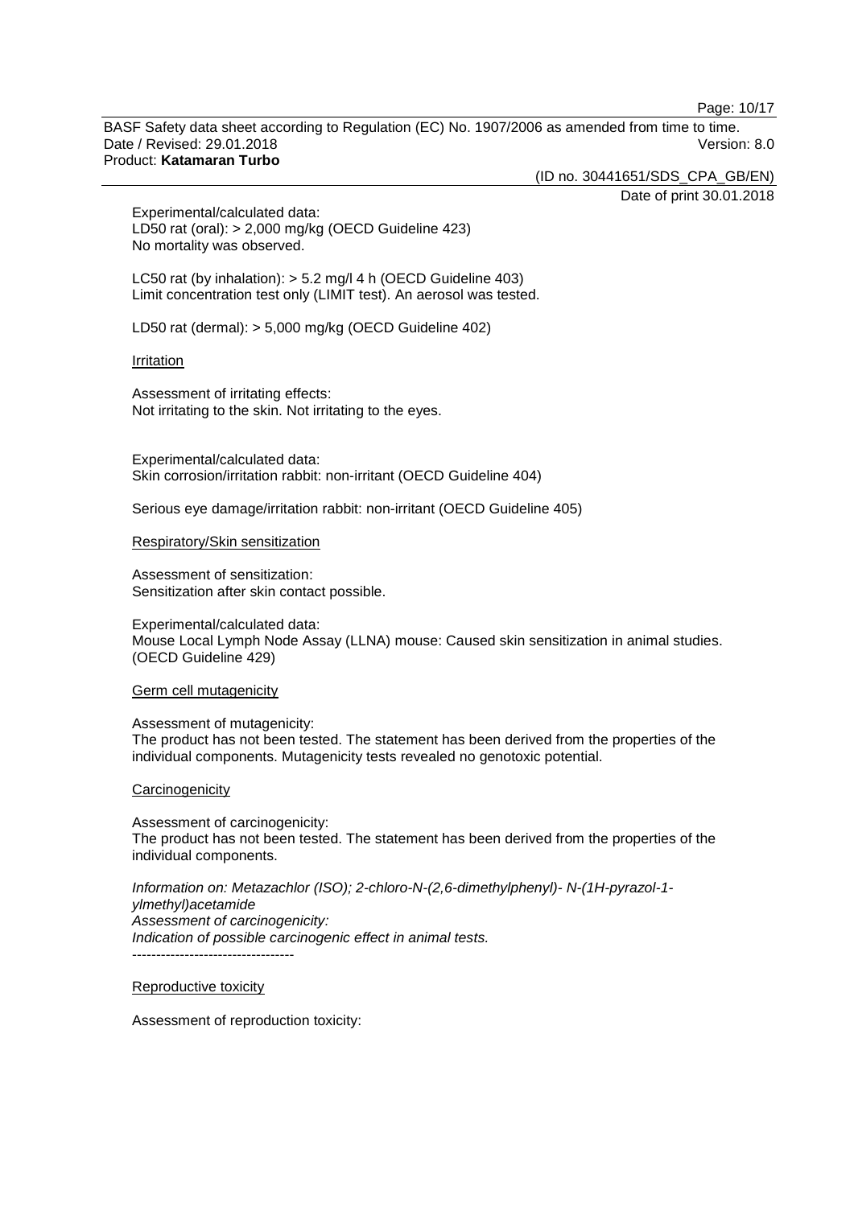Experimental/calculated data:
LD50 rat (oral): > 2,000 mg/kg (OECD Guideline 423)
No mortality was observed.

LC50 rat (by inhalation): > 5.2 mg/l 4 h (OECD Guideline 403)
Limit concentration test only (LIMIT test). An aerosol was tested.

LD50 rat (dermal): > 5,000 mg/kg (OECD Guideline 402)

Irritation

Assessment of irritating effects:
Not irritating to the skin. Not irritating to the eyes.

Experimental/calculated data:
Skin corrosion/irritation rabbit: non-irritant (OECD Guideline 404)

Serious eye damage/irritation rabbit: non-irritant (OECD Guideline 405)

Respiratory/Skin sensitization

Assessment of sensitization:
Sensitization after skin contact possible.

Experimental/calculated data:
Mouse Local Lymph Node Assay (LLNA) mouse: Caused skin sensitization in animal studies. (OECD Guideline 429)

Germ cell mutagenicity

Assessment of mutagenicity:
The product has not been tested. The statement has been derived from the properties of the individual components. Mutagenicity tests revealed no genotoxic potential.

Carcinogenicity

Assessment of carcinogenicity:
The product has not been tested. The statement has been derived from the properties of the individual components.

*Information on: Metazachlor (ISO); 2-chloro-N-(2,6-dimethylphenyl)- N-(1H-pyrazol-1-ylmethyl)acetamide*
*Assessment of carcinogenicity:*
*Indication of possible carcinogenic effect in animal tests.*
----------------------------------

Reproductive toxicity

Assessment of reproduction toxicity: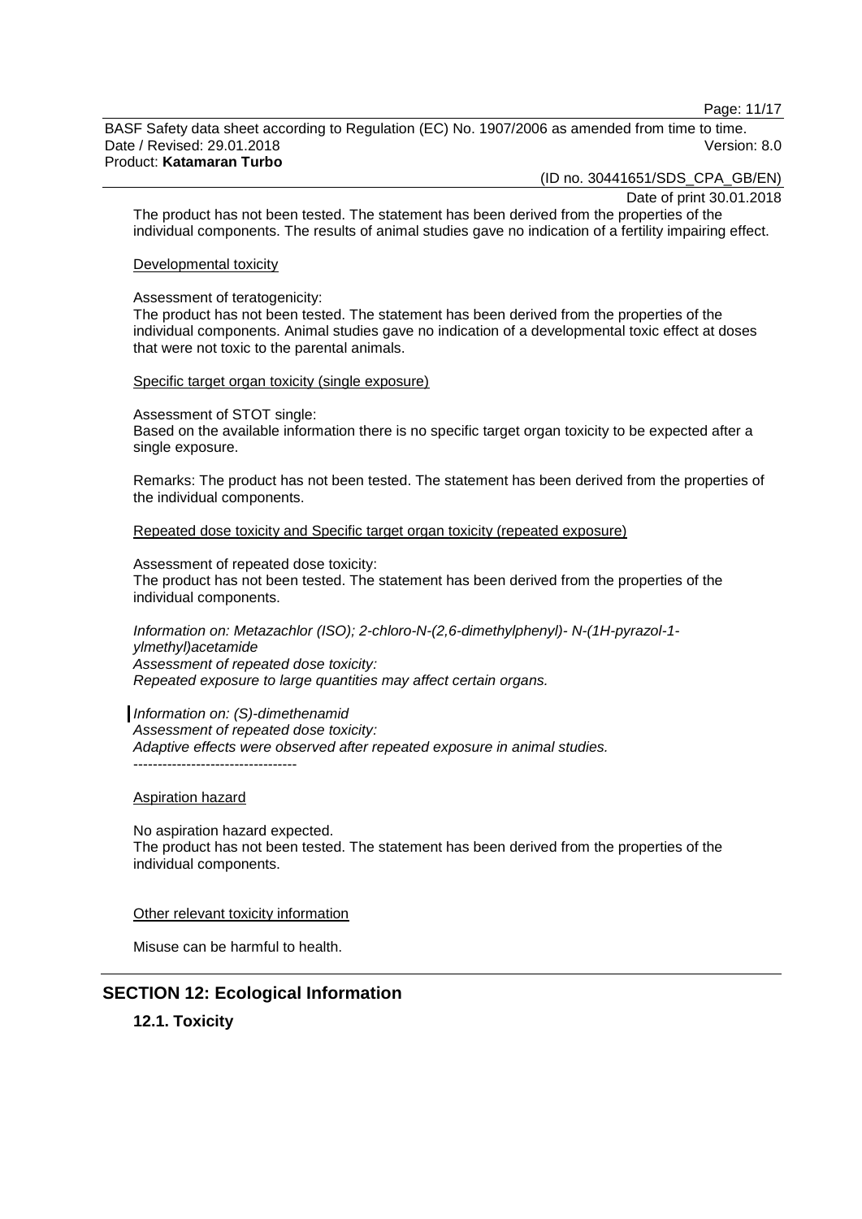The product has not been tested. The statement has been derived from the properties of the individual components. The results of animal studies gave no indication of a fertility impairing effect.

Developmental toxicity

Assessment of teratogenicity:
The product has not been tested. The statement has been derived from the properties of the individual components. Animal studies gave no indication of a developmental toxic effect at doses that were not toxic to the parental animals.

Specific target organ toxicity (single exposure)

Assessment of STOT single:
Based on the available information there is no specific target organ toxicity to be expected after a single exposure.

Remarks: The product has not been tested. The statement has been derived from the properties of the individual components.

Repeated dose toxicity and Specific target organ toxicity (repeated exposure)

Assessment of repeated dose toxicity:
The product has not been tested. The statement has been derived from the properties of the individual components.

*Information on: Metazachlor (ISO); 2-chloro-N-(2,6-dimethylphenyl)- N-(1H-pyrazol-1-ylmethyl)acetamide*
*Assessment of repeated dose toxicity:*
*Repeated exposure to large quantities may affect certain organs.*

*Information on: (S)-dimethenamid*
*Assessment of repeated dose toxicity:*
*Adaptive effects were observed after repeated exposure in animal studies.*
----------------------------------

Aspiration hazard

No aspiration hazard expected.
The product has not been tested. The statement has been derived from the properties of the individual components.

Other relevant toxicity information

Misuse can be harmful to health.

## SECTION 12: Ecological Information

### 12.1. Toxicity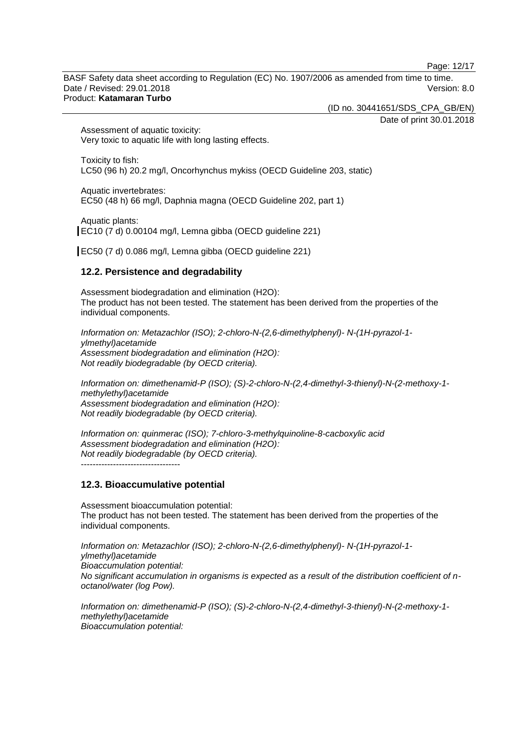Assessment of aquatic toxicity:
Very toxic to aquatic life with long lasting effects.

Toxicity to fish:
LC50 (96 h) 20.2 mg/l, Oncorhynchus mykiss (OECD Guideline 203, static)

Aquatic invertebrates:
EC50 (48 h) 66 mg/l, Daphnia magna (OECD Guideline 202, part 1)

Aquatic plants:
EC10 (7 d) 0.00104 mg/l, Lemna gibba (OECD guideline 221)

EC50 (7 d) 0.086 mg/l, Lemna gibba (OECD guideline 221)

## 12.2. Persistence and degradability

Assessment biodegradation and elimination (H2O):
The product has not been tested. The statement has been derived from the properties of the individual components.

*Information on: Metazachlor (ISO); 2-chloro-N-(2,6-dimethylphenyl)- N-(1H-pyrazol-1-ylmethyl)acetamide*
*Assessment biodegradation and elimination (H2O):*
*Not readily biodegradable (by OECD criteria).*

*Information on: dimethenamid-P (ISO); (S)-2-chloro-N-(2,4-dimethyl-3-thienyl)-N-(2-methoxy-1-methylethyl)acetamide*
*Assessment biodegradation and elimination (H2O):*
*Not readily biodegradable (by OECD criteria).*

*Information on: quinmerac (ISO); 7-chloro-3-methylquinoline-8-cacboxylic acid*
*Assessment biodegradation and elimination (H2O):*
*Not readily biodegradable (by OECD criteria).*
----------------------------------

## 12.3. Bioaccumulative potential

Assessment bioaccumulation potential:
The product has not been tested. The statement has been derived from the properties of the individual components.

*Information on: Metazachlor (ISO); 2-chloro-N-(2,6-dimethylphenyl)- N-(1H-pyrazol-1-ylmethyl)acetamide*
*Bioaccumulation potential:*
*No significant accumulation in organisms is expected as a result of the distribution coefficient of n-octanol/water (log Pow).*

*Information on: dimethenamid-P (ISO); (S)-2-chloro-N-(2,4-dimethyl-3-thienyl)-N-(2-methoxy-1-methylethyl)acetamide*
*Bioaccumulation potential:*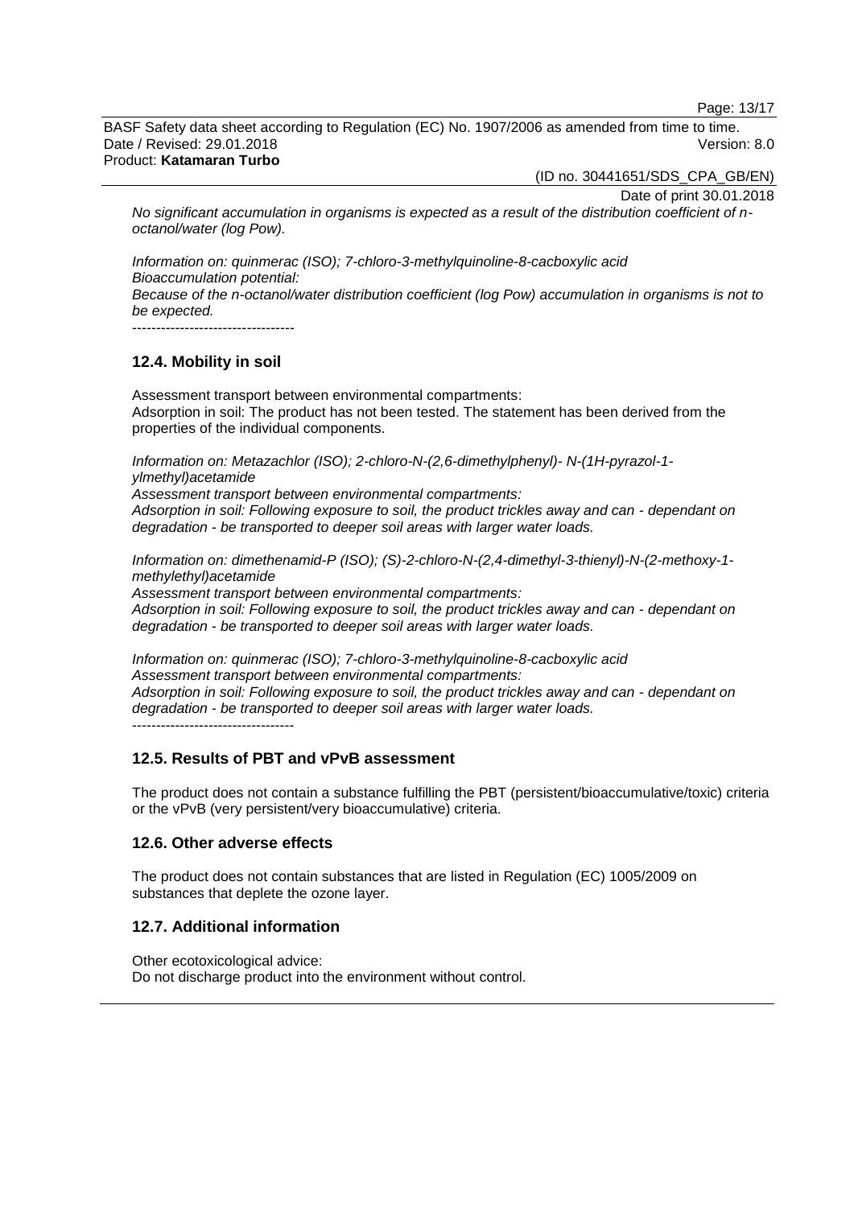*No significant accumulation in organisms is expected as a result of the distribution coefficient of n-octanol/water (log Pow).*

*Information on: quinmerac (ISO); 7-chloro-3-methylquinoline-8-cacboxylic acid*
*Bioaccumulation potential:*
*Because of the n-octanol/water distribution coefficient (log Pow) accumulation in organisms is not to be expected.*
----------------------------------

### 12.4. Mobility in soil

Assessment transport between environmental compartments:
Adsorption in soil: The product has not been tested. The statement has been derived from the properties of the individual components.

*Information on: Metazachlor (ISO); 2-chloro-N-(2,6-dimethylphenyl)- N-(1H-pyrazol-1-ylmethyl)acetamide*
*Assessment transport between environmental compartments:*
*Adsorption in soil: Following exposure to soil, the product trickles away and can - dependant on degradation - be transported to deeper soil areas with larger water loads.*

*Information on: dimethenamid-P (ISO); (S)-2-chloro-N-(2,4-dimethyl-3-thienyl)-N-(2-methoxy-1-methylethyl)acetamide*
*Assessment transport between environmental compartments:*
*Adsorption in soil: Following exposure to soil, the product trickles away and can - dependant on degradation - be transported to deeper soil areas with larger water loads.*

*Information on: quinmerac (ISO); 7-chloro-3-methylquinoline-8-cacboxylic acid*
*Assessment transport between environmental compartments:*
*Adsorption in soil: Following exposure to soil, the product trickles away and can - dependant on degradation - be transported to deeper soil areas with larger water loads.*
----------------------------------

### 12.5. Results of PBT and vPvB assessment

The product does not contain a substance fulfilling the PBT (persistent/bioaccumulative/toxic) criteria or the vPvB (very persistent/very bioaccumulative) criteria.

### 12.6. Other adverse effects

The product does not contain substances that are listed in Regulation (EC) 1005/2009 on substances that deplete the ozone layer.

### 12.7. Additional information

Other ecotoxicological advice:
Do not discharge product into the environment without control.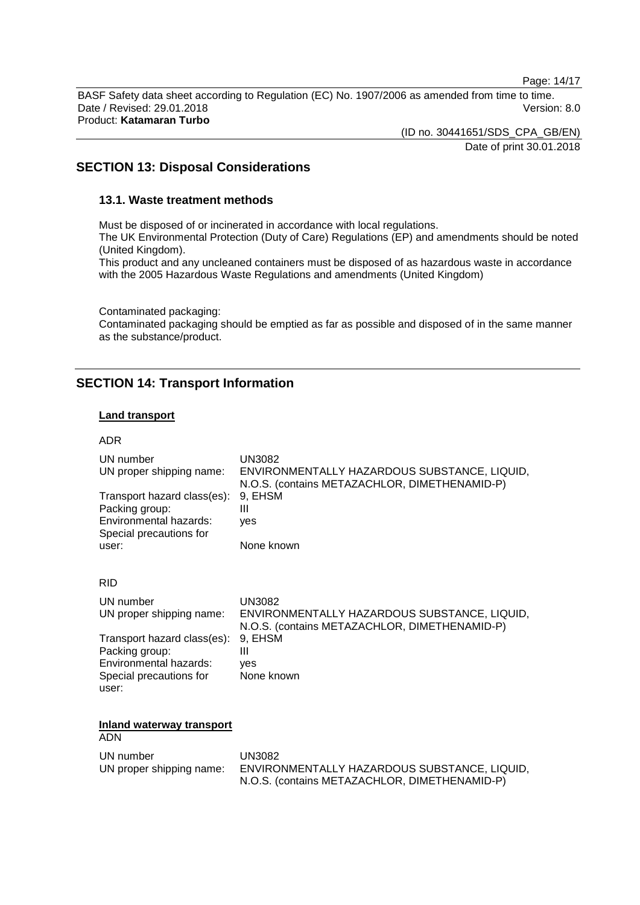## SECTION 13: Disposal Considerations

### 13.1. Waste treatment methods

Must be disposed of or incinerated in accordance with local regulations.
The UK Environmental Protection (Duty of Care) Regulations (EP) and amendments should be noted (United Kingdom).
This product and any uncleaned containers must be disposed of as hazardous waste in accordance with the 2005 Hazardous Waste Regulations and amendments (United Kingdom)

Contaminated packaging:
Contaminated packaging should be emptied as far as possible and disposed of in the same manner as the substance/product.

## SECTION 14: Transport Information

**Land transport**

ADR

| | |
|---|---|
| UN number | UN3082 |
| UN proper shipping name: | ENVIRONMENTALLY HAZARDOUS SUBSTANCE, LIQUID, N.O.S. (contains METAZACHLOR, DIMETHENAMID-P) |
| Transport hazard class(es): | 9, EHSM |
| Packing group: | III |
| Environmental hazards: | yes |
| Special precautions for user: | None known |

RID

| | |
|---|---|
| UN number | UN3082 |
| UN proper shipping name: | ENVIRONMENTALLY HAZARDOUS SUBSTANCE, LIQUID, N.O.S. (contains METAZACHLOR, DIMETHENAMID-P) |
| Transport hazard class(es): | 9, EHSM |
| Packing group: | III |
| Environmental hazards: | yes |
| Special precautions for user: | None known |

**Inland waterway transport**

ADN

| | |
|---|---|
| UN number | UN3082 |
| UN proper shipping name: | ENVIRONMENTALLY HAZARDOUS SUBSTANCE, LIQUID, N.O.S. (contains METAZACHLOR, DIMETHENAMID-P) |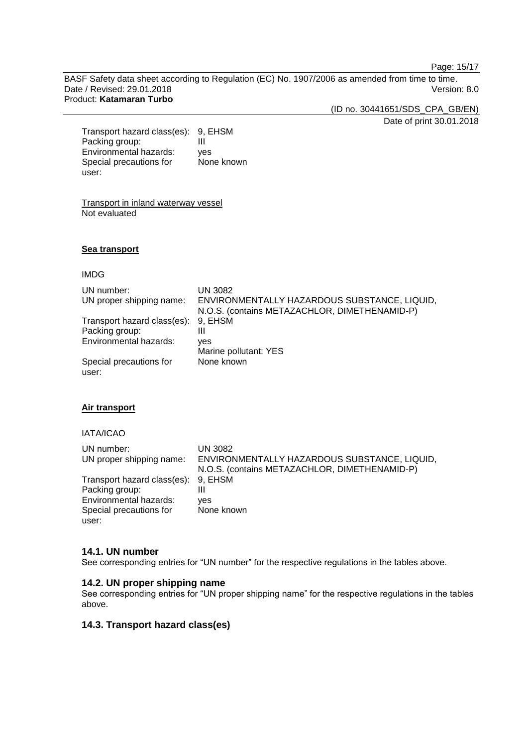| | |
|---|---|
| Transport hazard class(es): | 9, EHSM |
| Packing group: | III |
| Environmental hazards: | yes |
| Special precautions for user: | None known |

Transport in inland waterway vessel
Not evaluated

**Sea transport**

IMDG

| | |
|---|---|
| UN number: | UN 3082 |
| UN proper shipping name: | ENVIRONMENTALLY HAZARDOUS SUBSTANCE, LIQUID, N.O.S. (contains METAZACHLOR, DIMETHENAMID-P) |
| Transport hazard class(es): | 9, EHSM |
| Packing group: | III |
| Environmental hazards: | yes<br>Marine pollutant: YES |
| Special precautions for user: | None known |

**Air transport**

IATA/ICAO

| | |
|---|---|
| UN number: | UN 3082 |
| UN proper shipping name: | ENVIRONMENTALLY HAZARDOUS SUBSTANCE, LIQUID, N.O.S. (contains METAZACHLOR, DIMETHENAMID-P) |
| Transport hazard class(es): | 9, EHSM |
| Packing group: | III |
| Environmental hazards: | yes |
| Special precautions for user: | None known |

### 14.1. UN number

See corresponding entries for “UN number” for the respective regulations in the tables above.

### 14.2. UN proper shipping name

See corresponding entries for “UN proper shipping name” for the respective regulations in the tables above.

### 14.3. Transport hazard class(es)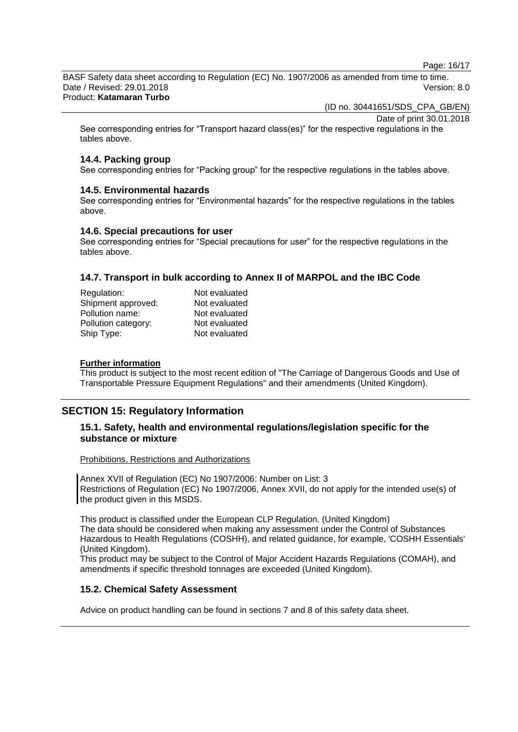See corresponding entries for “Transport hazard class(es)” for the respective regulations in the tables above.

### 14.4. Packing group

See corresponding entries for “Packing group” for the respective regulations in the tables above.

### 14.5. Environmental hazards

See corresponding entries for “Environmental hazards” for the respective regulations in the tables above.

### 14.6. Special precautions for user

See corresponding entries for “Special precautions for user” for the respective regulations in the tables above.

### 14.7. Transport in bulk according to Annex II of MARPOL and the IBC Code

| | |
|---|---|
| Regulation: | Not evaluated |
| Shipment approved: | Not evaluated |
| Pollution name: | Not evaluated |
| Pollution category: | Not evaluated |
| Ship Type: | Not evaluated |

**Further information**

This product is subject to the most recent edition of "The Carriage of Dangerous Goods and Use of Transportable Pressure Equipment Regulations" and their amendments (United Kingdom).

## SECTION 15: Regulatory Information

### 15.1. Safety, health and environmental regulations/legislation specific for the substance or mixture

Prohibitions, Restrictions and Authorizations

Annex XVII of Regulation (EC) No 1907/2006: Number on List: 3
Restrictions of Regulation (EC) No 1907/2006, Annex XVII, do not apply for the intended use(s) of the product given in this MSDS.

This product is classified under the European CLP Regulation. (United Kingdom)
The data should be considered when making any assessment under the Control of Substances Hazardous to Health Regulations (COSHH), and related guidance, for example, 'COSHH Essentials' (United Kingdom).
This product may be subject to the Control of Major Accident Hazards Regulations (COMAH), and amendments if specific threshold tonnages are exceeded (United Kingdom).

### 15.2. Chemical Safety Assessment

Advice on product handling can be found in sections 7 and 8 of this safety data sheet.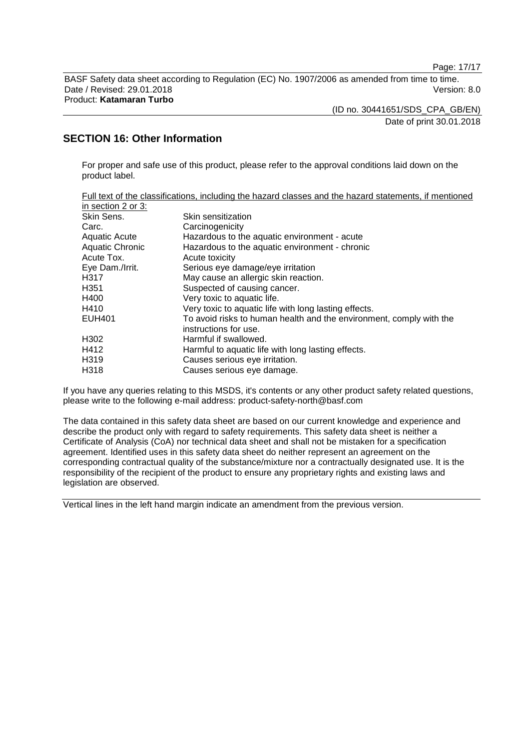## SECTION 16: Other Information

For proper and safe use of this product, please refer to the approval conditions laid down on the product label.

Full text of the classifications, including the hazard classes and the hazard statements, if mentioned in section 2 or 3:

| | |
|---|---|
| Skin Sens. | Skin sensitization |
| Carc. | Carcinogenicity |
| Aquatic Acute | Hazardous to the aquatic environment - acute |
| Aquatic Chronic | Hazardous to the aquatic environment - chronic |
| Acute Tox. | Acute toxicity |
| Eye Dam./Irrit. | Serious eye damage/eye irritation |
| H317 | May cause an allergic skin reaction. |
| H351 | Suspected of causing cancer. |
| H400 | Very toxic to aquatic life. |
| H410 | Very toxic to aquatic life with long lasting effects. |
| EUH401 | To avoid risks to human health and the environment, comply with the instructions for use. |
| H302 | Harmful if swallowed. |
| H412 | Harmful to aquatic life with long lasting effects. |
| H319 | Causes serious eye irritation. |
| H318 | Causes serious eye damage. |

If you have any queries relating to this MSDS, it's contents or any other product safety related questions, please write to the following e-mail address: product-safety-north@basf.com

The data contained in this safety data sheet are based on our current knowledge and experience and describe the product only with regard to safety requirements. This safety data sheet is neither a Certificate of Analysis (CoA) nor technical data sheet and shall not be mistaken for a specification agreement. Identified uses in this safety data sheet do neither represent an agreement on the corresponding contractual quality of the substance/mixture nor a contractually designated use. It is the responsibility of the recipient of the product to ensure any proprietary rights and existing laws and legislation are observed.

Vertical lines in the left hand margin indicate an amendment from the previous version.